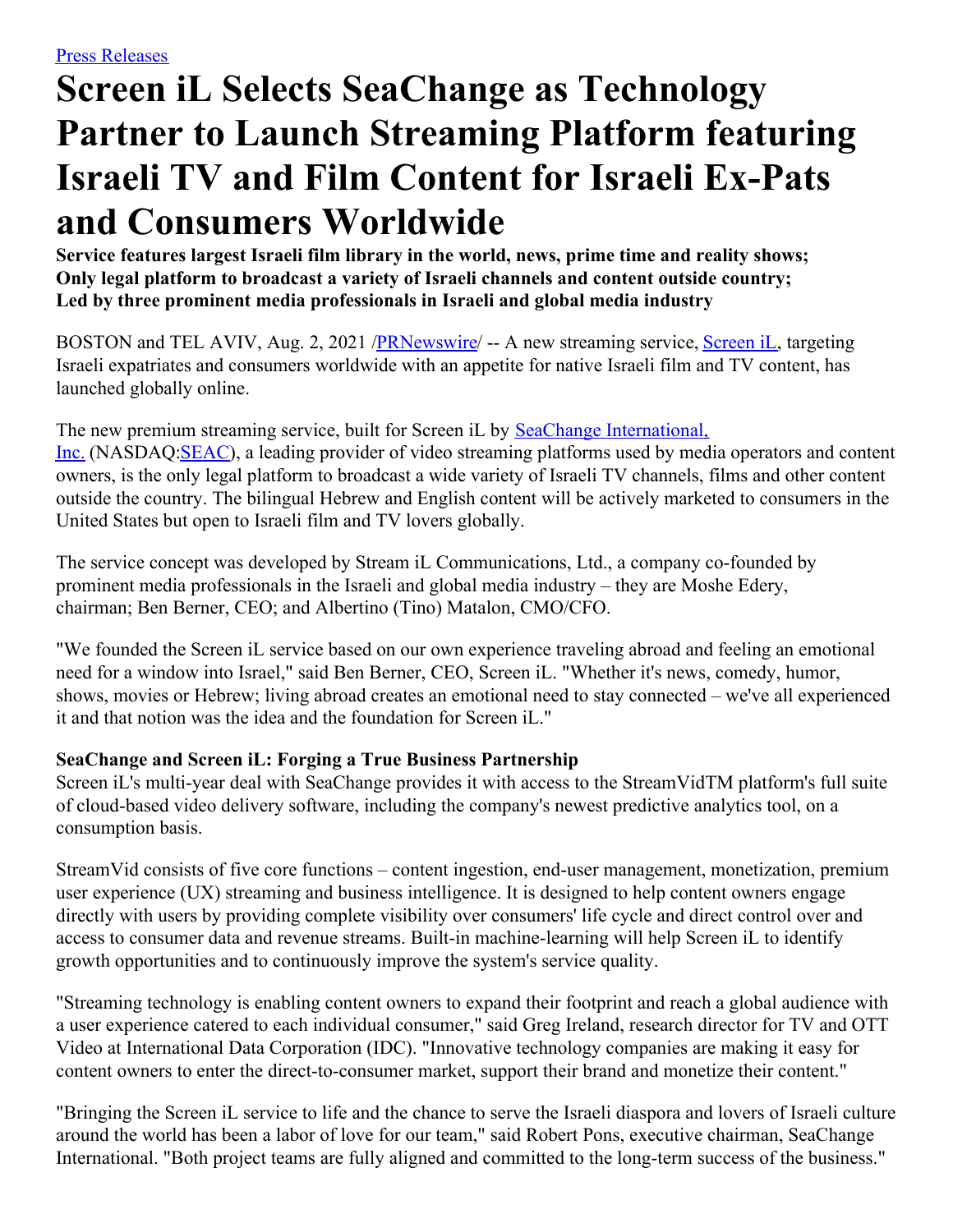Press Releases

# Screen iL Selects SeaChange as Technology Partner to Launch Streaming Platform featuring Israeli TV and Film Content for Israeli Ex-Pats and Consumers Worldwide

**Service features largest Israeli film library in the world, news, prime time and reality shows; Only legal platform to broadcast a variety of Israeli channels and content outside country; Led by three prominent media professionals in Israeli and global media industry**

BOSTON and TEL AVIV, Aug. 2, 2021 /PRNewswire/ -- A new streaming service, Screen iL, targeting Israeli expatriates and consumers worldwide with an appetite for native Israeli film and TV content, has launched globally online.

The new premium streaming service, built for Screen iL by SeaChange International, Inc. (NASDAQ:SEAC), a leading provider of video streaming platforms used by media operators and content owners, is the only legal platform to broadcast a wide variety of Israeli TV channels, films and other content outside the country. The bilingual Hebrew and English content will be actively marketed to consumers in the United States but open to Israeli film and TV lovers globally.

The service concept was developed by Stream iL Communications, Ltd., a company co-founded by prominent media professionals in the Israeli and global media industry – they are Moshe Edery, chairman; Ben Berner, CEO; and Albertino (Tino) Matalon, CMO/CFO.

"We founded the Screen iL service based on our own experience traveling abroad and feeling an emotional need for a window into Israel," said Ben Berner, CEO, Screen iL. "Whether it's news, comedy, humor, shows, movies or Hebrew; living abroad creates an emotional need to stay connected – we've all experienced it and that notion was the idea and the foundation for Screen iL."

**SeaChange and Screen iL: Forging a True Business Partnership**

Screen iL's multi-year deal with SeaChange provides it with access to the StreamVidTM platform's full suite of cloud-based video delivery software, including the company's newest predictive analytics tool, on a consumption basis.

StreamVid consists of five core functions – content ingestion, end-user management, monetization, premium user experience (UX) streaming and business intelligence. It is designed to help content owners engage directly with users by providing complete visibility over consumers' life cycle and direct control over and access to consumer data and revenue streams. Built-in machine-learning will help Screen iL to identify growth opportunities and to continuously improve the system's service quality.

"Streaming technology is enabling content owners to expand their footprint and reach a global audience with a user experience catered to each individual consumer," said Greg Ireland, research director for TV and OTT Video at International Data Corporation (IDC). "Innovative technology companies are making it easy for content owners to enter the direct-to-consumer market, support their brand and monetize their content."

"Bringing the Screen iL service to life and the chance to serve the Israeli diaspora and lovers of Israeli culture around the world has been a labor of love for our team," said Robert Pons, executive chairman, SeaChange International. "Both project teams are fully aligned and committed to the long-term success of the business."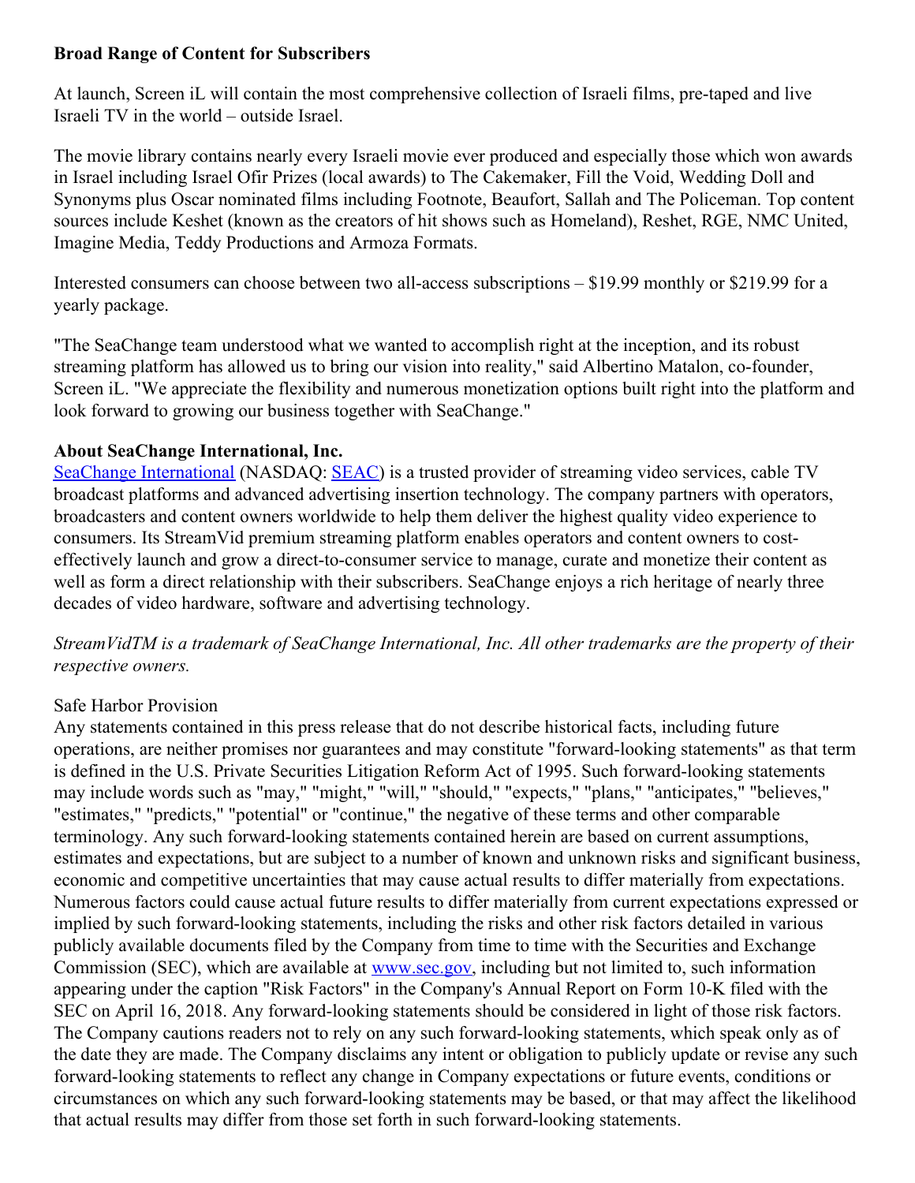**Broad Range of Content for Subscribers**

At launch, Screen iL will contain the most comprehensive collection of Israeli films, pre-taped and live Israeli TV in the world – outside Israel.

The movie library contains nearly every Israeli movie ever produced and especially those which won awards in Israel including Israel Ofir Prizes (local awards) to The Cakemaker, Fill the Void, Wedding Doll and Synonyms plus Oscar nominated films including Footnote, Beaufort, Sallah and The Policeman. Top content sources include Keshet (known as the creators of hit shows such as Homeland), Reshet, RGE, NMC United, Imagine Media, Teddy Productions and Armoza Formats.

Interested consumers can choose between two all-access subscriptions – $19.99 monthly or $219.99 for a yearly package.

"The SeaChange team understood what we wanted to accomplish right at the inception, and its robust streaming platform has allowed us to bring our vision into reality," said Albertino Matalon, co-founder, Screen iL. "We appreciate the flexibility and numerous monetization options built right into the platform and look forward to growing our business together with SeaChange."

**About SeaChange International, Inc.**

[SeaChange International](#) (NASDAQ: [SEAC](#)) is a trusted provider of streaming video services, cable TV broadcast platforms and advanced advertising insertion technology. The company partners with operators, broadcasters and content owners worldwide to help them deliver the highest quality video experience to consumers. Its StreamVid premium streaming platform enables operators and content owners to cost-effectively launch and grow a direct-to-consumer service to manage, curate and monetize their content as well as form a direct relationship with their subscribers. SeaChange enjoys a rich heritage of nearly three decades of video hardware, software and advertising technology.

*StreamVidTM is a trademark of SeaChange International, Inc. All other trademarks are the property of their respective owners.*

Safe Harbor Provision

Any statements contained in this press release that do not describe historical facts, including future operations, are neither promises nor guarantees and may constitute "forward-looking statements" as that term is defined in the U.S. Private Securities Litigation Reform Act of 1995. Such forward-looking statements may include words such as "may," "might," "will," "should," "expects," "plans," "anticipates," "believes," "estimates," "predicts," "potential" or "continue," the negative of these terms and other comparable terminology. Any such forward-looking statements contained herein are based on current assumptions, estimates and expectations, but are subject to a number of known and unknown risks and significant business, economic and competitive uncertainties that may cause actual results to differ materially from expectations. Numerous factors could cause actual future results to differ materially from current expectations expressed or implied by such forward-looking statements, including the risks and other risk factors detailed in various publicly available documents filed by the Company from time to time with the Securities and Exchange Commission (SEC), which are available at [www.sec.gov](http://www.sec.gov), including but not limited to, such information appearing under the caption "Risk Factors" in the Company's Annual Report on Form 10-K filed with the SEC on April 16, 2018. Any forward-looking statements should be considered in light of those risk factors. The Company cautions readers not to rely on any such forward-looking statements, which speak only as of the date they are made. The Company disclaims any intent or obligation to publicly update or revise any such forward-looking statements to reflect any change in Company expectations or future events, conditions or circumstances on which any such forward-looking statements may be based, or that may affect the likelihood that actual results may differ from those set forth in such forward-looking statements.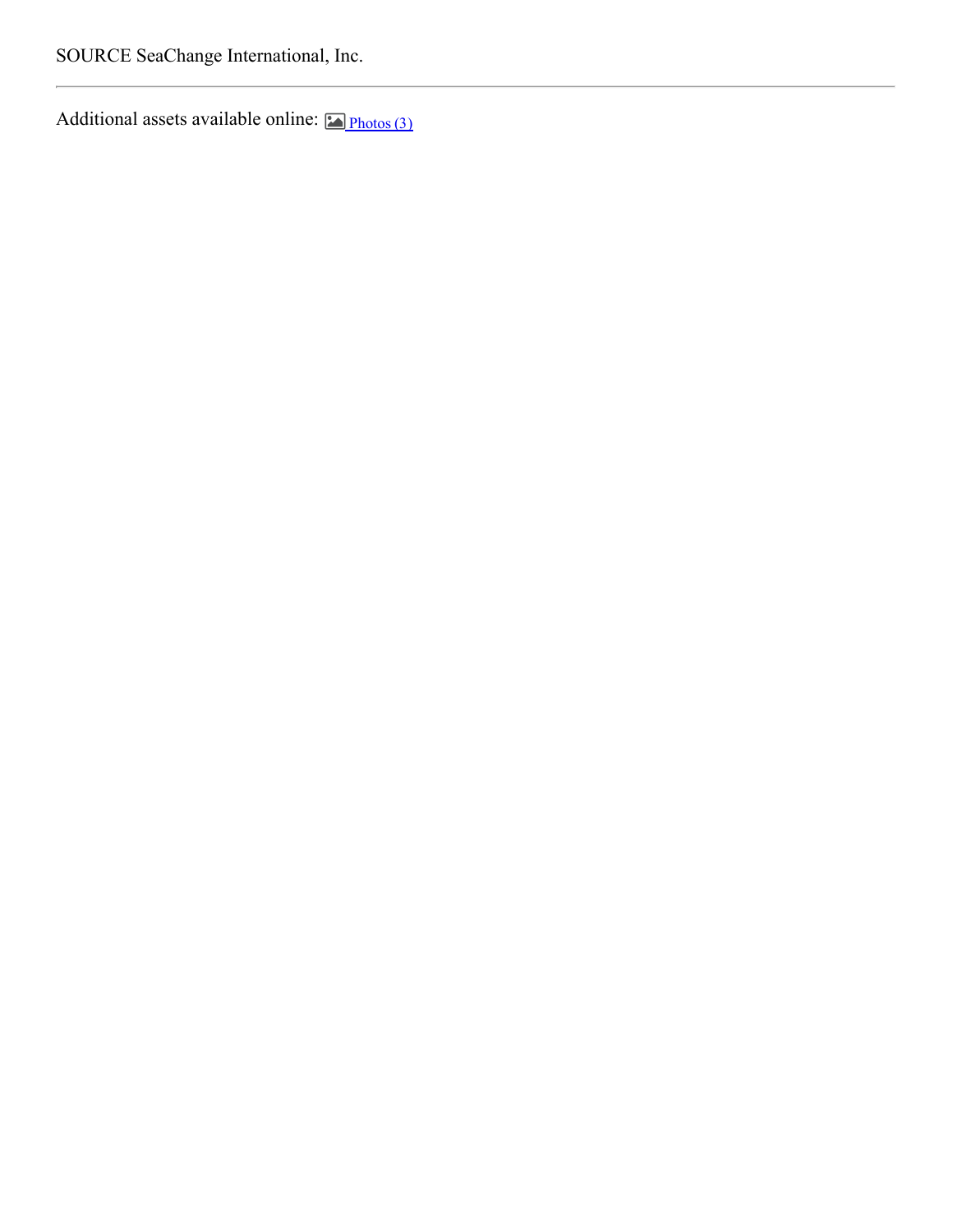SOURCE SeaChange International, Inc.

---

Additional assets available online: Photos (3)